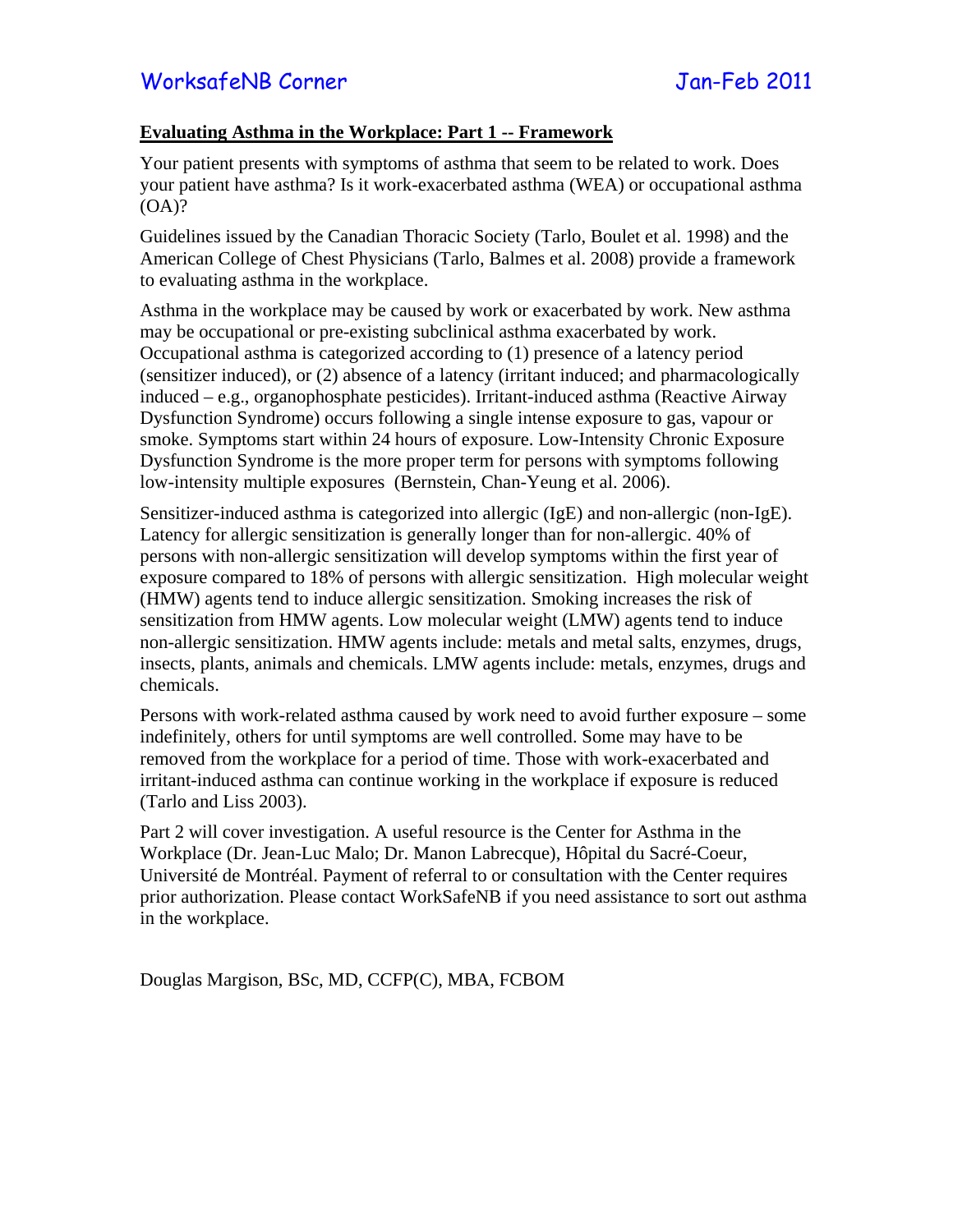WorksafeNB Corner Jan-Feb 2011

## Evaluating Asthma in the Workplace: Part 1 -- Framework

Your patient presents with symptoms of asthma that seem to be related to work. Does your patient have asthma? Is it work-exacerbated asthma (WEA) or occupational asthma (OA)?

Guidelines issued by the Canadian Thoracic Society (Tarlo, Boulet et al. 1998) and the American College of Chest Physicians (Tarlo, Balmes et al. 2008) provide a framework to evaluating asthma in the workplace.

Asthma in the workplace may be caused by work or exacerbated by work. New asthma may be occupational or pre-existing subclinical asthma exacerbated by work. Occupational asthma is categorized according to (1) presence of a latency period (sensitizer induced), or (2) absence of a latency (irritant induced; and pharmacologically induced – e.g., organophosphate pesticides). Irritant-induced asthma (Reactive Airway Dysfunction Syndrome) occurs following a single intense exposure to gas, vapour or smoke. Symptoms start within 24 hours of exposure. Low-Intensity Chronic Exposure Dysfunction Syndrome is the more proper term for persons with symptoms following low-intensity multiple exposures (Bernstein, Chan-Yeung et al. 2006).

Sensitizer-induced asthma is categorized into allergic (IgE) and non-allergic (non-IgE). Latency for allergic sensitization is generally longer than for non-allergic. 40% of persons with non-allergic sensitization will develop symptoms within the first year of exposure compared to 18% of persons with allergic sensitization. High molecular weight (HMW) agents tend to induce allergic sensitization. Smoking increases the risk of sensitization from HMW agents. Low molecular weight (LMW) agents tend to induce non-allergic sensitization. HMW agents include: metals and metal salts, enzymes, drugs, insects, plants, animals and chemicals. LMW agents include: metals, enzymes, drugs and chemicals.

Persons with work-related asthma caused by work need to avoid further exposure – some indefinitely, others for until symptoms are well controlled. Some may have to be removed from the workplace for a period of time. Those with work-exacerbated and irritant-induced asthma can continue working in the workplace if exposure is reduced (Tarlo and Liss 2003).

Part 2 will cover investigation. A useful resource is the Center for Asthma in the Workplace (Dr. Jean-Luc Malo; Dr. Manon Labrecque), Hôpital du Sacré-Coeur, Université de Montréal. Payment of referral to or consultation with the Center requires prior authorization. Please contact WorkSafeNB if you need assistance to sort out asthma in the workplace.

Douglas Margison, BSc, MD, CCFP(C), MBA, FCBOM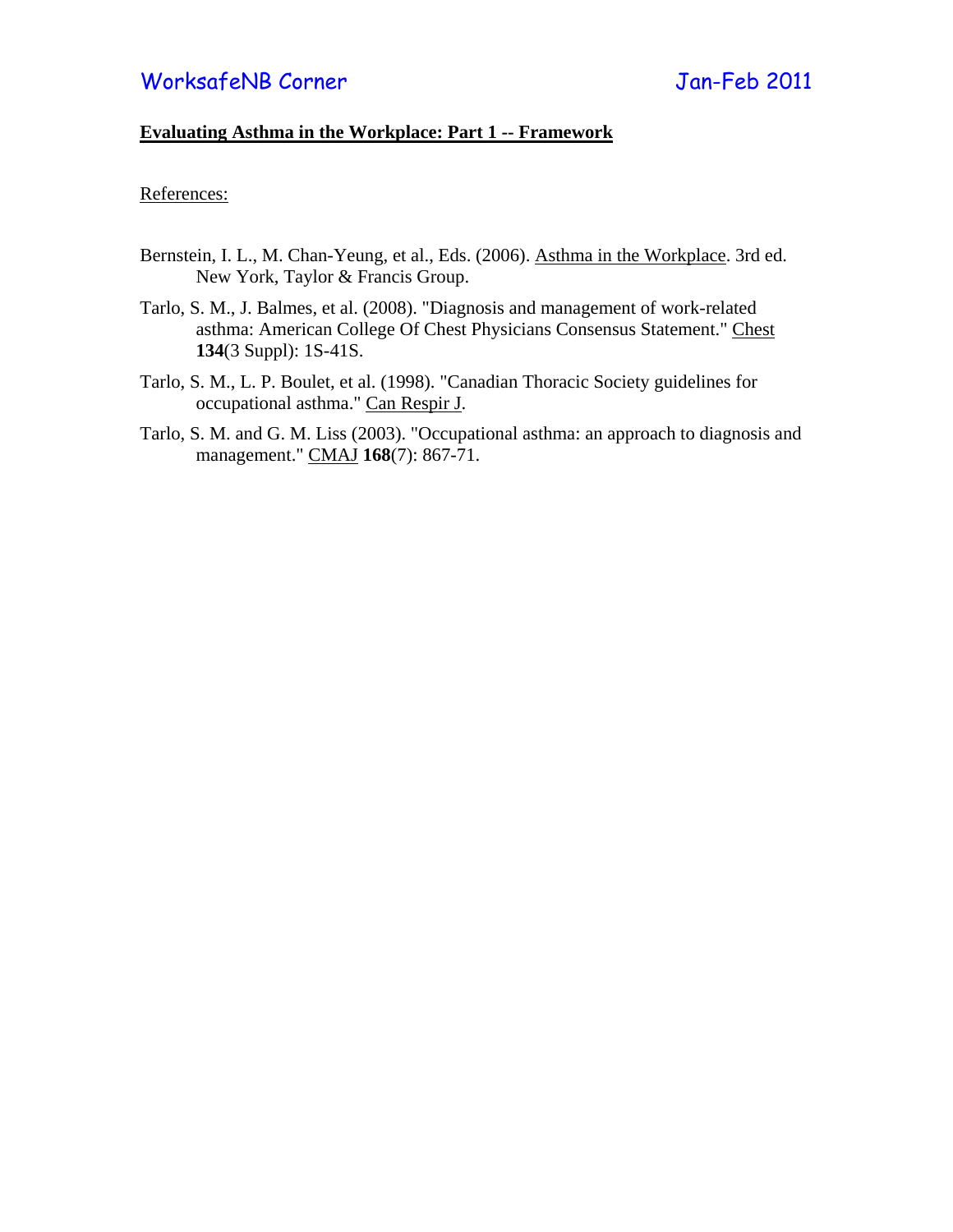## Evaluating Asthma in the Workplace: Part 1 -- Framework

References:

Bernstein, I. L., M. Chan-Yeung, et al., Eds. (2006). Asthma in the Workplace. 3rd ed. New York, Taylor & Francis Group.

Tarlo, S. M., J. Balmes, et al. (2008). "Diagnosis and management of work-related asthma: American College Of Chest Physicians Consensus Statement." Chest **134**(3 Suppl): 1S-41S.

Tarlo, S. M., L. P. Boulet, et al. (1998). "Canadian Thoracic Society guidelines for occupational asthma." Can Respir J.

Tarlo, S. M. and G. M. Liss (2003). "Occupational asthma: an approach to diagnosis and management." CMAJ **168**(7): 867-71.